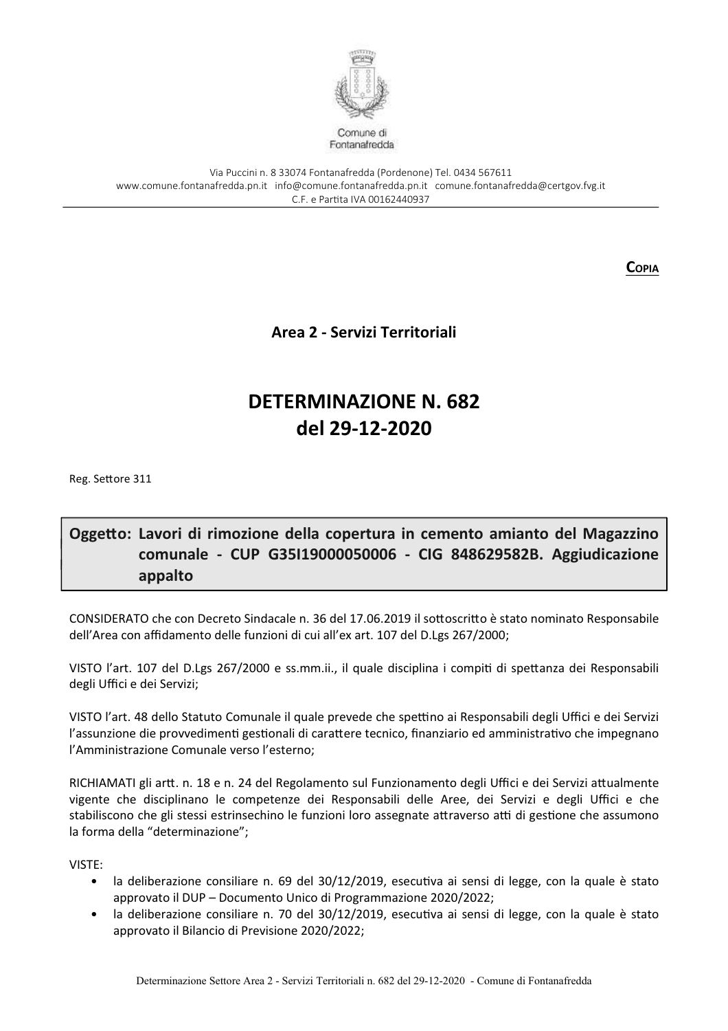Comune di Fontanafredda

Via Puccini n. 8 33074 Fontanafredda (Pordenone) Tel. 0434 567611
www.comune.fontanafredda.pn.it info@comune.fontanafredda.pn.it comune.fontanafredda@certgov.fvg.it
C.F. e Partita IVA 00162440937

**COPIA**

## Area 2 - Servizi Territoriali

# DETERMINAZIONE N. 682 del 29-12-2020

Reg. Settore 311

**Oggetto: Lavori di rimozione della copertura in cemento amianto del Magazzino comunale - CUP G35I19000050006 - CIG 848629582B. Aggiudicazione appalto**

CONSIDERATO che con Decreto Sindacale n. 36 del 17.06.2019 il sottoscritto è stato nominato Responsabile dell'Area con affidamento delle funzioni di cui all'ex art. 107 del D.Lgs 267/2000;

VISTO l'art. 107 del D.Lgs 267/2000 e ss.mm.ii., il quale disciplina i compiti di spettanza dei Responsabili degli Uffici e dei Servizi;

VISTO l'art. 48 dello Statuto Comunale il quale prevede che spettino ai Responsabili degli Uffici e dei Servizi l'assunzione die provvedimenti gestionali di carattere tecnico, finanziario ed amministrativo che impegnano l'Amministrazione Comunale verso l'esterno;

RICHIAMATI gli artt. n. 18 e n. 24 del Regolamento sul Funzionamento degli Uffici e dei Servizi attualmente vigente che disciplinano le competenze dei Responsabili delle Aree, dei Servizi e degli Uffici e che stabiliscono che gli stessi estrinsechino le funzioni loro assegnate attraverso atti di gestione che assumono la forma della "determinazione";

VISTE:

- la deliberazione consiliare n. 69 del 30/12/2019, esecutiva ai sensi di legge, con la quale è stato approvato il DUP – Documento Unico di Programmazione 2020/2022;
- la deliberazione consiliare n. 70 del 30/12/2019, esecutiva ai sensi di legge, con la quale è stato approvato il Bilancio di Previsione 2020/2022;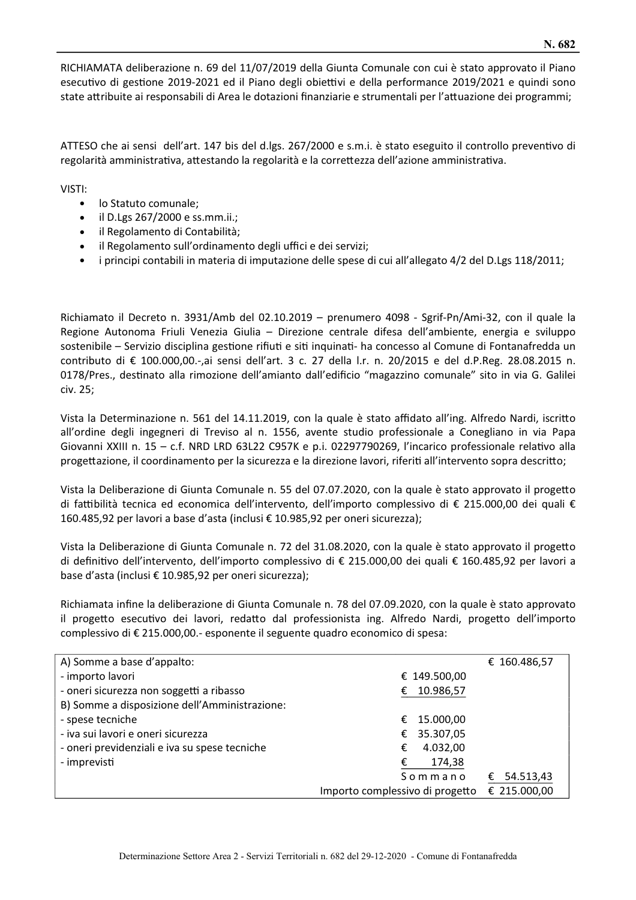RICHIAMATA deliberazione n. 69 del 11/07/2019 della Giunta Comunale con cui è stato approvato il Piano esecutivo di gestione 2019-2021 ed il Piano degli obiettivi e della performance 2019/2021 e quindi sono state attribuite ai responsabili di Area le dotazioni finanziarie e strumentali per l'attuazione dei programmi;

ATTESO che ai sensi dell'art. 147 bis del d.lgs. 267/2000 e s.m.i. è stato eseguito il controllo preventivo di regolarità amministrativa, attestando la regolarità e la correttezza dell'azione amministrativa.

VISTI:

- lo Statuto comunale;
- il D.Lgs 267/2000 e ss.mm.ii.;
- il Regolamento di Contabilità;
- il Regolamento sull'ordinamento degli uffici e dei servizi;
- i principi contabili in materia di imputazione delle spese di cui all'allegato 4/2 del D.Lgs 118/2011;

Richiamato il Decreto n. 3931/Amb del 02.10.2019 – prenumero 4098 - Sgrif-Pn/Ami-32, con il quale la Regione Autonoma Friuli Venezia Giulia – Direzione centrale difesa dell'ambiente, energia e sviluppo sostenibile – Servizio disciplina gestione rifiuti e siti inquinati- ha concesso al Comune di Fontanafredda un contributo di € 100.000,00.-,ai sensi dell'art. 3 c. 27 della l.r. n. 20/2015 e del d.P.Reg. 28.08.2015 n. 0178/Pres., destinato alla rimozione dell'amianto dall'edificio "magazzino comunale" sito in via G. Galilei civ. 25;

Vista la Determinazione n. 561 del 14.11.2019, con la quale è stato affidato all'ing. Alfredo Nardi, iscritto all'ordine degli ingegneri di Treviso al n. 1556, avente studio professionale a Conegliano in via Papa Giovanni XXIII n. 15 – c.f. NRD LRD 63L22 C957K e p.i. 02297790269, l'incarico professionale relativo alla progettazione, il coordinamento per la sicurezza e la direzione lavori, riferiti all'intervento sopra descritto;

Vista la Deliberazione di Giunta Comunale n. 55 del 07.07.2020, con la quale è stato approvato il progetto di fattibilità tecnica ed economica dell'intervento, dell'importo complessivo di € 215.000,00 dei quali € 160.485,92 per lavori a base d'asta (inclusi € 10.985,92 per oneri sicurezza);

Vista la Deliberazione di Giunta Comunale n. 72 del 31.08.2020, con la quale è stato approvato il progetto di definitivo dell'intervento, dell'importo complessivo di € 215.000,00 dei quali € 160.485,92 per lavori a base d'asta (inclusi € 10.985,92 per oneri sicurezza);

Richiamata infine la deliberazione di Giunta Comunale n. 78 del 07.09.2020, con la quale è stato approvato il progetto esecutivo dei lavori, redatto dal professionista ing. Alfredo Nardi, progetto dell'importo complessivo di € 215.000,00.- esponente il seguente quadro economico di spesa:

| | | |
|---|---|---|
| A) Somme a base d'appalto: | | € 160.486,57 |
| - importo lavori | € 149.500,00 | |
| - oneri sicurezza non soggetti a ribasso | € 10.986,57 | |
| B) Somme a disposizione dell'Amministrazione: | | |
| - spese tecniche | € 15.000,00 | |
| - iva sui lavori e oneri sicurezza | € 35.307,05 | |
| - oneri previdenziali e iva su spese tecniche | € 4.032,00 | |
| - imprevisti | € 174,38 | |
| | Sommano | € 54.513,43 |
| | Importo complessivo di progetto | € 215.000,00 |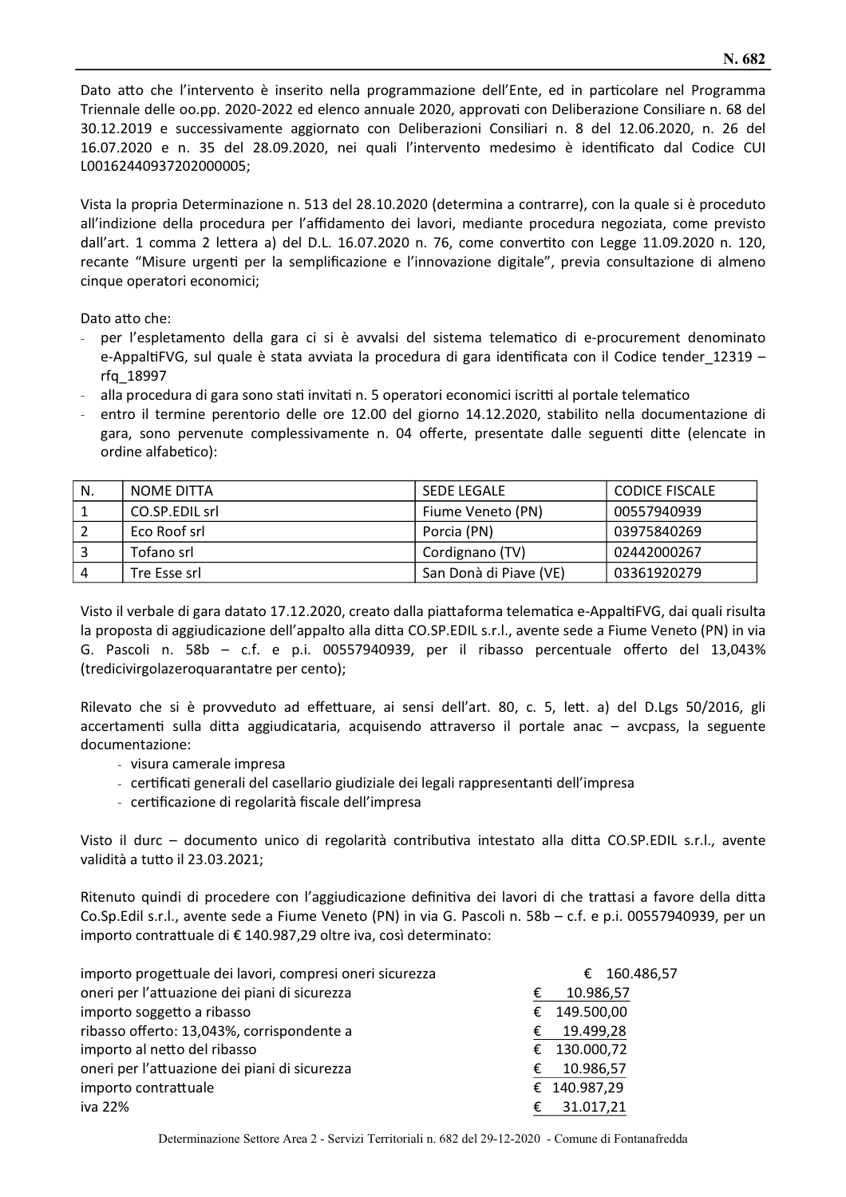Dato atto che l'intervento è inserito nella programmazione dell'Ente, ed in particolare nel Programma Triennale delle oo.pp. 2020-2022 ed elenco annuale 2020, approvati con Deliberazione Consiliare n. 68 del 30.12.2019 e successivamente aggiornato con Deliberazioni Consiliari n. 8 del 12.06.2020, n. 26 del 16.07.2020 e n. 35 del 28.09.2020, nei quali l'intervento medesimo è identificato dal Codice CUI L00162440937202000005;

Vista la propria Determinazione n. 513 del 28.10.2020 (determina a contrarre), con la quale si è proceduto all'indizione della procedura per l'affidamento dei lavori, mediante procedura negoziata, come previsto dall'art. 1 comma 2 lettera a) del D.L. 16.07.2020 n. 76, come convertito con Legge 11.09.2020 n. 120, recante "Misure urgenti per la semplificazione e l'innovazione digitale", previa consultazione di almeno cinque operatori economici;

Dato atto che:

- per l'espletamento della gara ci si è avvalsi del sistema telematico di e-procurement denominato e-AppaltiFVG, sul quale è stata avviata la procedura di gara identificata con il Codice tender_12319 – rfq_18997
- alla procedura di gara sono stati invitati n. 5 operatori economici iscritti al portale telematico
- entro il termine perentorio delle ore 12.00 del giorno 14.12.2020, stabilito nella documentazione di gara, sono pervenute complessivamente n. 04 offerte, presentate dalle seguenti ditte (elencate in ordine alfabetico):

| N. | NOME DITTA | SEDE LEGALE | CODICE FISCALE |
|---|---|---|---|
| 1 | CO.SP.EDIL srl | Fiume Veneto (PN) | 00557940939 |
| 2 | Eco Roof srl | Porcia (PN) | 03975840269 |
| 3 | Tofano srl | Cordignano (TV) | 02442000267 |
| 4 | Tre Esse srl | San Donà di Piave (VE) | 03361920279 |

Visto il verbale di gara datato 17.12.2020, creato dalla piattaforma telematica e-AppaltiFVG, dai quali risulta la proposta di aggiudicazione dell'appalto alla ditta CO.SP.EDIL s.r.l., avente sede a Fiume Veneto (PN) in via G. Pascoli n. 58b – c.f. e p.i. 00557940939, per il ribasso percentuale offerto del 13,043% (tredicivirgolazeroquarantatre per cento);

Rilevato che si è provveduto ad effettuare, ai sensi dell'art. 80, c. 5, lett. a) del D.Lgs 50/2016, gli accertamenti sulla ditta aggiudicataria, acquisendo attraverso il portale anac – avcpass, la seguente documentazione:

- visura camerale impresa
- certificati generali del casellario giudiziale dei legali rappresentanti dell'impresa
- certificazione di regolarità fiscale dell'impresa

Visto il durc – documento unico di regolarità contributiva intestato alla ditta CO.SP.EDIL s.r.l., avente validità a tutto il 23.03.2021;

Ritenuto quindi di procedere con l'aggiudicazione definitiva dei lavori di che trattasi a favore della ditta Co.Sp.Edil s.r.l., avente sede a Fiume Veneto (PN) in via G. Pascoli n. 58b – c.f. e p.i. 00557940939, per un importo contrattuale di € 140.987,29 oltre iva, così determinato:

| | | |
|---|---|---|
| importo progettuale dei lavori, compresi oneri sicurezza | | € 160.486,57 |
| oneri per l'attuazione dei piani di sicurezza | € 10.986,57 | |
| importo soggetto a ribasso | € 149.500,00 | |
| ribasso offerto: 13,043%, corrispondente a | € 19.499,28 | |
| importo al netto del ribasso | € 130.000,72 | |
| oneri per l'attuazione dei piani di sicurezza | € 10.986,57 | |
| importo contrattuale | € 140.987,29 | |
| iva 22% | € 31.017,21 | |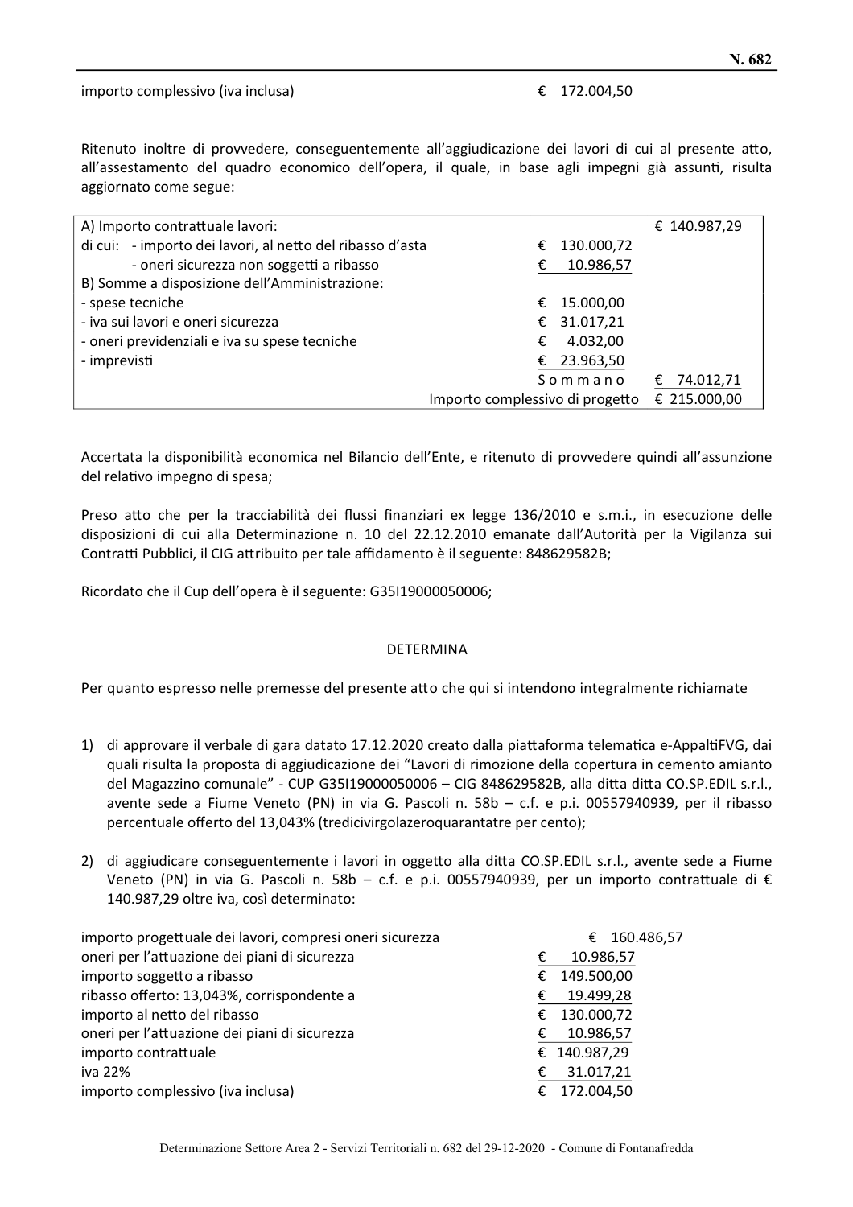importo complessivo (iva inclusa) € 172.004,50

Ritenuto inoltre di provvedere, conseguentemente all'aggiudicazione dei lavori di cui al presente atto, all'assestamento del quadro economico dell'opera, il quale, in base agli impegni già assunti, risulta aggiornato come segue:

| | | |
|---|---|---|
| A) Importo contrattuale lavori: | | € 140.987,29 |
| di cui: - importo dei lavori, al netto del ribasso d'asta | € 130.000,72 | |
| - oneri sicurezza non soggetti a ribasso | € 10.986,57 | |
| B) Somme a disposizione dell'Amministrazione: | | |
| - spese tecniche | € 15.000,00 | |
| - iva sui lavori e oneri sicurezza | € 31.017,21 | |
| - oneri previdenziali e iva su spese tecniche | € 4.032,00 | |
| - imprevisti | € 23.963,50 | |
| | Sommano | € 74.012,71 |
| | Importo complessivo di progetto | € 215.000,00 |

Accertata la disponibilità economica nel Bilancio dell'Ente, e ritenuto di provvedere quindi all'assunzione del relativo impegno di spesa;

Preso atto che per la tracciabilità dei flussi finanziari ex legge 136/2010 e s.m.i., in esecuzione delle disposizioni di cui alla Determinazione n. 10 del 22.12.2010 emanate dall'Autorità per la Vigilanza sui Contratti Pubblici, il CIG attribuito per tale affidamento è il seguente: 848629582B;

Ricordato che il Cup dell'opera è il seguente: G35I19000050006;

DETERMINA

Per quanto espresso nelle premesse del presente atto che qui si intendono integralmente richiamate

1) di approvare il verbale di gara datato 17.12.2020 creato dalla piattaforma telematica e-AppaltiFVG, dai quali risulta la proposta di aggiudicazione dei "Lavori di rimozione della copertura in cemento amianto del Magazzino comunale" - CUP G35I19000050006 – CIG 848629582B, alla ditta ditta CO.SP.EDIL s.r.l., avente sede a Fiume Veneto (PN) in via G. Pascoli n. 58b – c.f. e p.i. 00557940939, per il ribasso percentuale offerto del 13,043% (tredicivirgolazeroquarantatre per cento);

2) di aggiudicare conseguentemente i lavori in oggetto alla ditta CO.SP.EDIL s.r.l., avente sede a Fiume Veneto (PN) in via G. Pascoli n. 58b – c.f. e p.i. 00557940939, per un importo contrattuale di € 140.987,29 oltre iva, così determinato:

| | |
|---|---|
| importo progettuale dei lavori, compresi oneri sicurezza | € 160.486,57 |
| oneri per l'attuazione dei piani di sicurezza | € 10.986,57 |
| importo soggetto a ribasso | € 149.500,00 |
| ribasso offerto: 13,043%, corrispondente a | € 19.499,28 |
| importo al netto del ribasso | € 130.000,72 |
| oneri per l'attuazione dei piani di sicurezza | € 10.986,57 |
| importo contrattuale | € 140.987,29 |
| iva 22% | € 31.017,21 |
| importo complessivo (iva inclusa) | € 172.004,50 |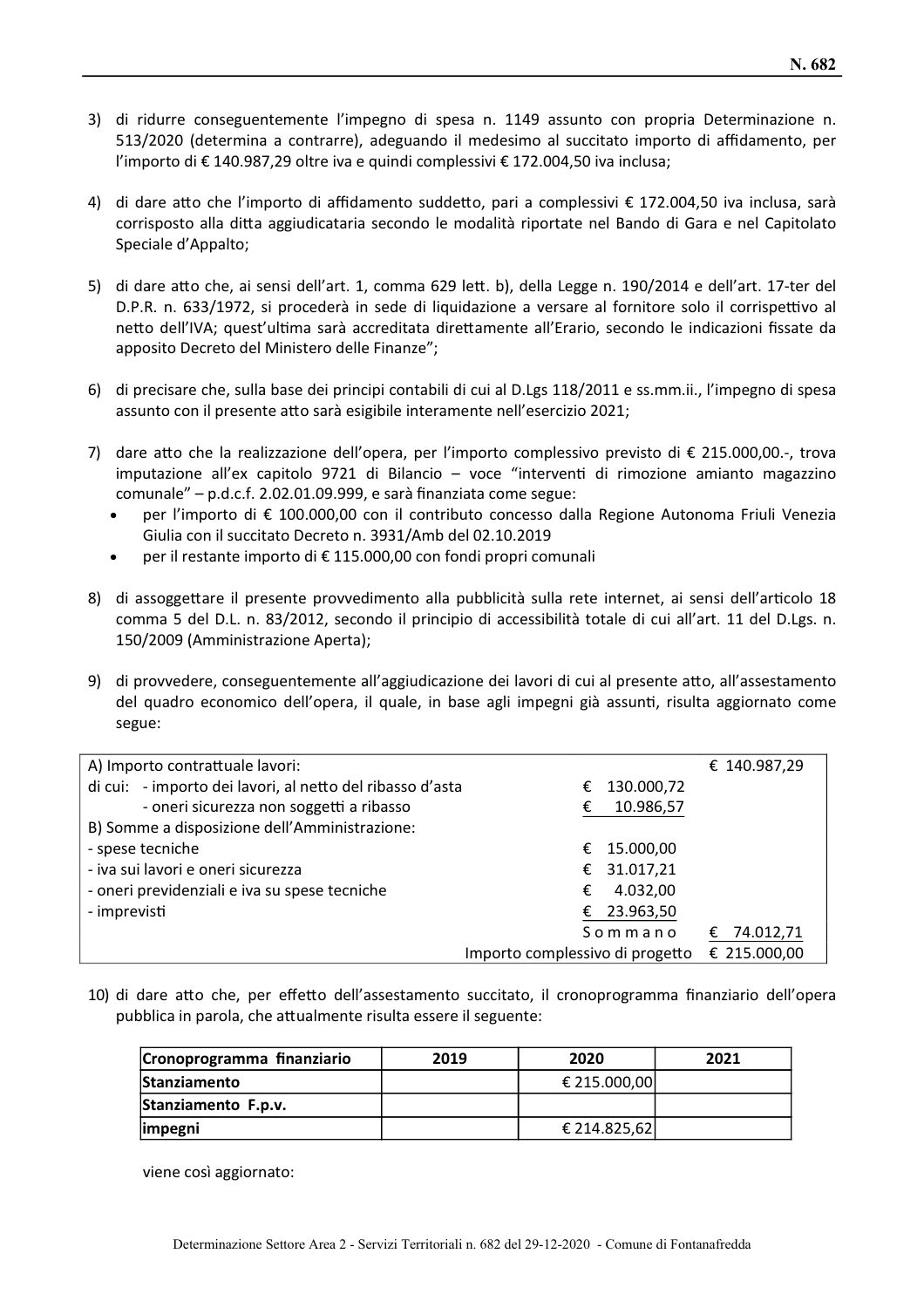3) di ridurre conseguentemente l'impegno di spesa n. 1149 assunto con propria Determinazione n. 513/2020 (determina a contrarre), adeguando il medesimo al succitato importo di affidamento, per l'importo di € 140.987,29 oltre iva e quindi complessivi € 172.004,50 iva inclusa;

4) di dare atto che l'importo di affidamento suddetto, pari a complessivi € 172.004,50 iva inclusa, sarà corrisposto alla ditta aggiudicataria secondo le modalità riportate nel Bando di Gara e nel Capitolato Speciale d'Appalto;

5) di dare atto che, ai sensi dell'art. 1, comma 629 lett. b), della Legge n. 190/2014 e dell'art. 17-ter del D.P.R. n. 633/1972, si procederà in sede di liquidazione a versare al fornitore solo il corrispettivo al netto dell'IVA; quest'ultima sarà accreditata direttamente all'Erario, secondo le indicazioni fissate da apposito Decreto del Ministero delle Finanze";

6) di precisare che, sulla base dei principi contabili di cui al D.Lgs 118/2011 e ss.mm.ii., l'impegno di spesa assunto con il presente atto sarà esigibile interamente nell'esercizio 2021;

7) dare atto che la realizzazione dell'opera, per l'importo complessivo previsto di € 215.000,00.-, trova imputazione all'ex capitolo 9721 di Bilancio – voce "interventi di rimozione amianto magazzino comunale" – p.d.c.f. 2.02.01.09.999, e sarà finanziata come segue:
   - per l'importo di € 100.000,00 con il contributo concesso dalla Regione Autonoma Friuli Venezia Giulia con il succitato Decreto n. 3931/Amb del 02.10.2019
   - per il restante importo di € 115.000,00 con fondi propri comunali

8) di assoggettare il presente provvedimento alla pubblicità sulla rete internet, ai sensi dell'articolo 18 comma 5 del D.L. n. 83/2012, secondo il principio di accessibilità totale di cui all'art. 11 del D.Lgs. n. 150/2009 (Amministrazione Aperta);

9) di provvedere, conseguentemente all'aggiudicazione dei lavori di cui al presente atto, all'assestamento del quadro economico dell'opera, il quale, in base agli impegni già assunti, risulta aggiornato come segue:

| | | |
|---|---|---|
| A) Importo contrattuale lavori: | | € 140.987,29 |
| di cui: - importo dei lavori, al netto del ribasso d'asta | € 130.000,72 | |
| - oneri sicurezza non soggetti a ribasso | € 10.986,57 | |
| B) Somme a disposizione dell'Amministrazione: | | |
| - spese tecniche | € 15.000,00 | |
| - iva sui lavori e oneri sicurezza | € 31.017,21 | |
| - oneri previdenziali e iva su spese tecniche | € 4.032,00 | |
| - imprevisti | € 23.963,50 | |
| | Sommano | € 74.012,71 |
| | Importo complessivo di progetto | € 215.000,00 |

10) di dare atto che, per effetto dell'assestamento succitato, il cronoprogramma finanziario dell'opera pubblica in parola, che attualmente risulta essere il seguente:

| Cronoprogramma finanziario | 2019 | 2020 | 2021 |
|---|---|---|---|
| Stanziamento | | € 215.000,00 | |
| Stanziamento F.p.v. | | | |
| impegni | | € 214.825,62 | |

viene così aggiornato: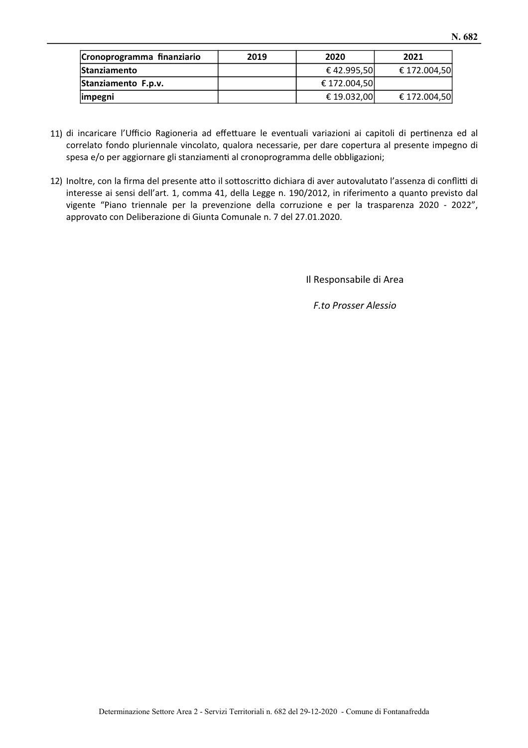| Cronoprogramma finanziario | 2019 | 2020 | 2021 |
|---|---|---|---|
| Stanziamento | | € 42.995,50 | € 172.004,50 |
| Stanziamento F.p.v. | | € 172.004,50 | |
| impegni | | € 19.032,00 | € 172.004,50 |

11) di incaricare l'Ufficio Ragioneria ad effettuare le eventuali variazioni ai capitoli di pertinenza ed al correlato fondo pluriennale vincolato, qualora necessarie, per dare copertura al presente impegno di spesa e/o per aggiornare gli stanziamenti al cronoprogramma delle obbligazioni;

12) Inoltre, con la firma del presente atto il sottoscritto dichiara di aver autovalutato l'assenza di conflitti di interesse ai sensi dell'art. 1, comma 41, della Legge n. 190/2012, in riferimento a quanto previsto dal vigente "Piano triennale per la prevenzione della corruzione e per la trasparenza 2020 - 2022", approvato con Deliberazione di Giunta Comunale n. 7 del 27.01.2020.

Il Responsabile di Area

*F.to Prosser Alessio*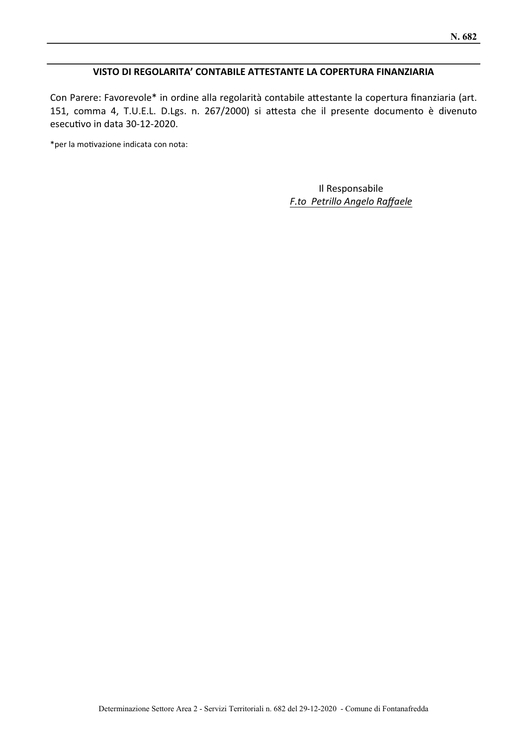**N. 682**

## VISTO DI REGOLARITA' CONTABILE ATTESTANTE LA COPERTURA FINANZIARIA

Con Parere: Favorevole* in ordine alla regolarità contabile attestante la copertura finanziaria (art. 151, comma 4, T.U.E.L. D.Lgs. n. 267/2000) si attesta che il presente documento è divenuto esecutivo in data 30-12-2020.

*per la motivazione indicata con nota:

Il Responsabile
*F.to Petrillo Angelo Raffaele*